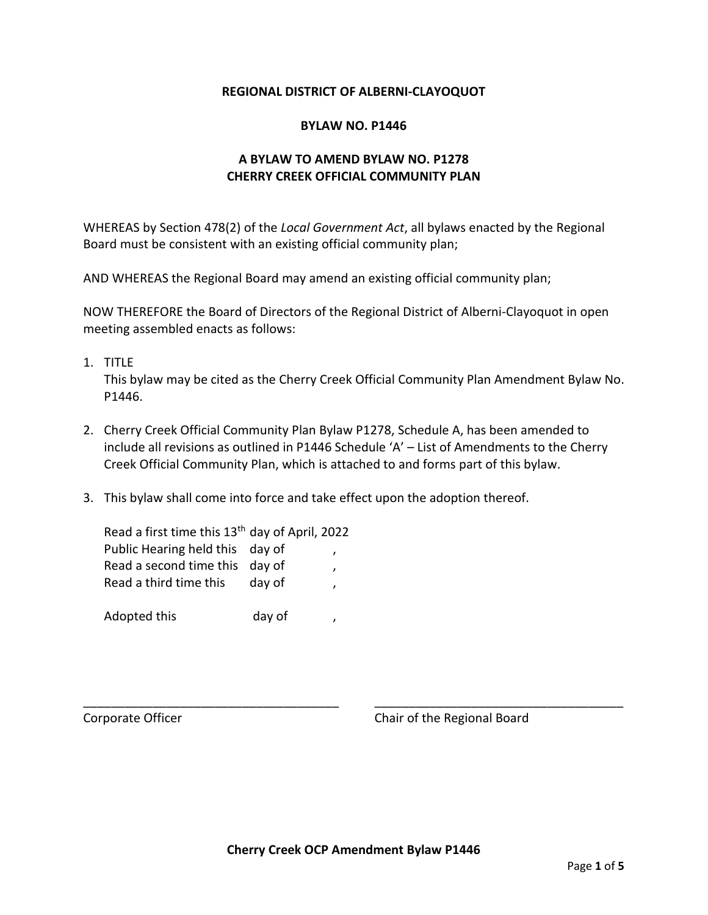# REGIONAL DISTRICT OF ALBERNI-CLAYOQUOT

## BYLAW NO. P1446

## A BYLAW TO AMEND BYLAW NO. P1278
## CHERRY CREEK OFFICIAL COMMUNITY PLAN

WHEREAS by Section 478(2) of the *Local Government Act*, all bylaws enacted by the Regional Board must be consistent with an existing official community plan;

AND WHEREAS the Regional Board may amend an existing official community plan;

NOW THEREFORE the Board of Directors of the Regional District of Alberni-Clayoquot in open meeting assembled enacts as follows:

1. TITLE
   This bylaw may be cited as the Cherry Creek Official Community Plan Amendment Bylaw No. P1446.

2. Cherry Creek Official Community Plan Bylaw P1278, Schedule A, has been amended to include all revisions as outlined in P1446 Schedule 'A' – List of Amendments to the Cherry Creek Official Community Plan, which is attached to and forms part of this bylaw.

3. This bylaw shall come into force and take effect upon the adoption thereof.

   Read a first time this 13th day of April, 2022
   Public Hearing held this day of ,
   Read a second time this day of ,
   Read a third time this day of ,

   Adopted this day of ,

\_\_\_\_\_\_\_\_\_\_\_\_\_\_\_\_\_\_\_\_\_\_\_\_\_\_\_\_\_\_\_\_\_\_\_\_
Corporate Officer

\_\_\_\_\_\_\_\_\_\_\_\_\_\_\_\_\_\_\_\_\_\_\_\_\_\_\_\_\_\_\_\_\_\_\_\_
Chair of the Regional Board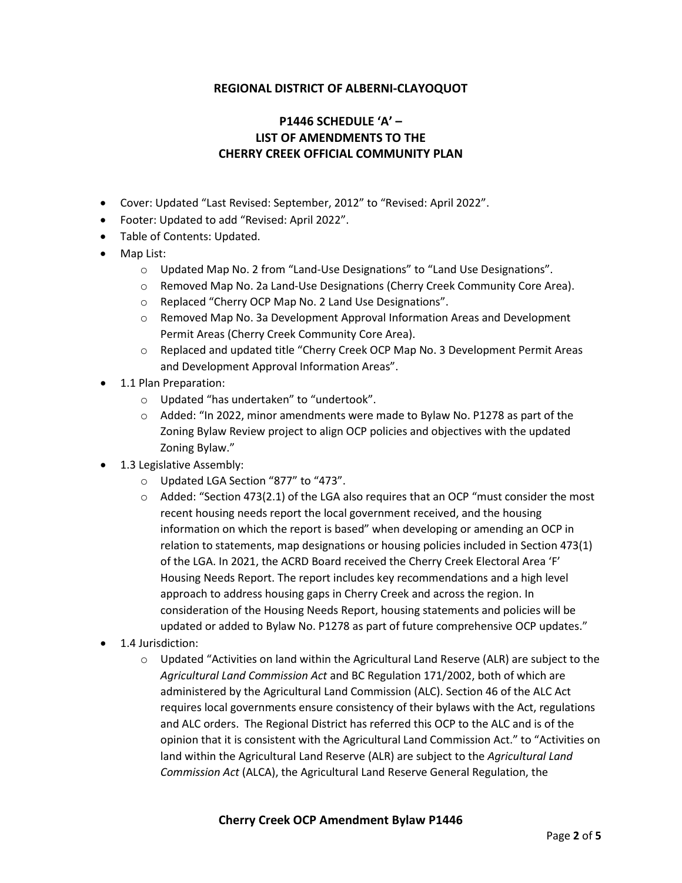**REGIONAL DISTRICT OF ALBERNI-CLAYOQUOT**

**P1446 SCHEDULE 'A' – LIST OF AMENDMENTS TO THE CHERRY CREEK OFFICIAL COMMUNITY PLAN**

- Cover: Updated "Last Revised: September, 2012" to "Revised: April 2022".
- Footer: Updated to add "Revised: April 2022".
- Table of Contents: Updated.
- Map List:
  - Updated Map No. 2 from "Land-Use Designations" to "Land Use Designations".
  - Removed Map No. 2a Land-Use Designations (Cherry Creek Community Core Area).
  - Replaced "Cherry OCP Map No. 2 Land Use Designations".
  - Removed Map No. 3a Development Approval Information Areas and Development Permit Areas (Cherry Creek Community Core Area).
  - Replaced and updated title "Cherry Creek OCP Map No. 3 Development Permit Areas and Development Approval Information Areas".
- 1.1 Plan Preparation:
  - Updated "has undertaken" to "undertook".
  - Added: "In 2022, minor amendments were made to Bylaw No. P1278 as part of the Zoning Bylaw Review project to align OCP policies and objectives with the updated Zoning Bylaw."
- 1.3 Legislative Assembly:
  - Updated LGA Section "877" to "473".
  - Added: "Section 473(2.1) of the LGA also requires that an OCP "must consider the most recent housing needs report the local government received, and the housing information on which the report is based" when developing or amending an OCP in relation to statements, map designations or housing policies included in Section 473(1) of the LGA. In 2021, the ACRD Board received the Cherry Creek Electoral Area 'F' Housing Needs Report. The report includes key recommendations and a high level approach to address housing gaps in Cherry Creek and across the region. In consideration of the Housing Needs Report, housing statements and policies will be updated or added to Bylaw No. P1278 as part of future comprehensive OCP updates."
- 1.4 Jurisdiction:
  - Updated "Activities on land within the Agricultural Land Reserve (ALR) are subject to the *Agricultural Land Commission Act* and BC Regulation 171/2002, both of which are administered by the Agricultural Land Commission (ALC). Section 46 of the ALC Act requires local governments ensure consistency of their bylaws with the Act, regulations and ALC orders. The Regional District has referred this OCP to the ALC and is of the opinion that it is consistent with the Agricultural Land Commission Act." to "Activities on land within the Agricultural Land Reserve (ALR) are subject to the *Agricultural Land Commission Act* (ALCA), the Agricultural Land Reserve General Regulation, the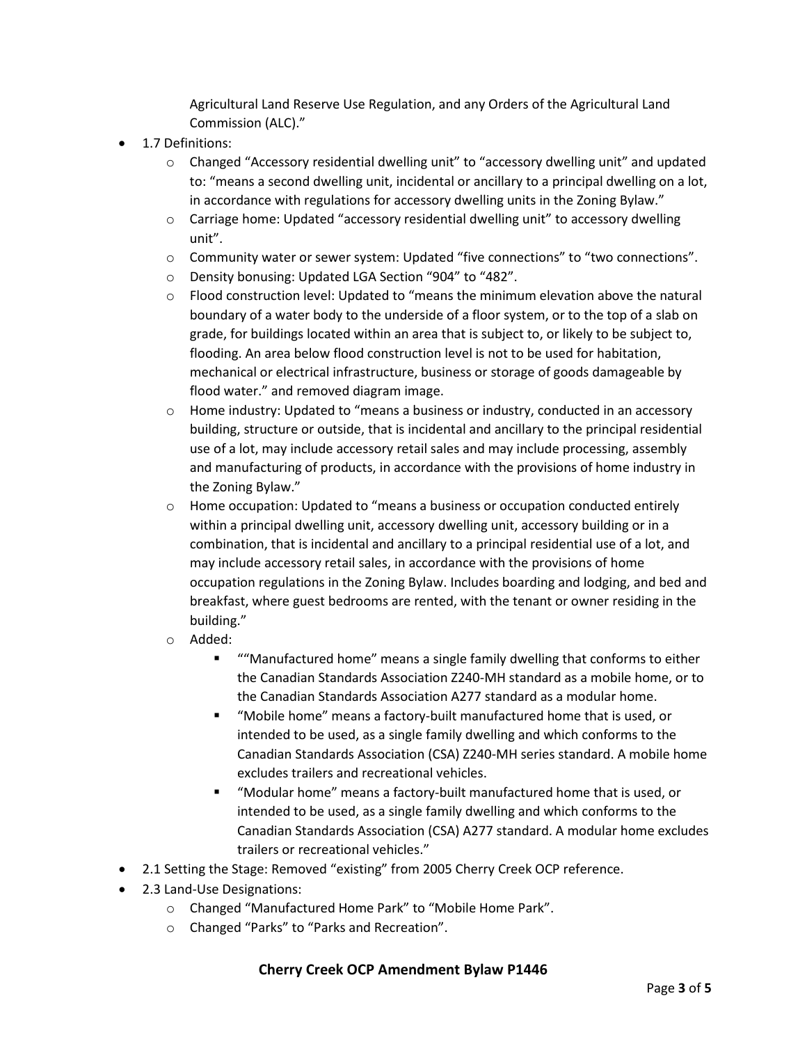Agricultural Land Reserve Use Regulation, and any Orders of the Agricultural Land Commission (ALC)."

- 1.7 Definitions:
  - Changed "Accessory residential dwelling unit" to "accessory dwelling unit" and updated to: "means a second dwelling unit, incidental or ancillary to a principal dwelling on a lot, in accordance with regulations for accessory dwelling units in the Zoning Bylaw."
  - Carriage home: Updated "accessory residential dwelling unit" to accessory dwelling unit".
  - Community water or sewer system: Updated "five connections" to "two connections".
  - Density bonusing: Updated LGA Section "904" to "482".
  - Flood construction level: Updated to "means the minimum elevation above the natural boundary of a water body to the underside of a floor system, or to the top of a slab on grade, for buildings located within an area that is subject to, or likely to be subject to, flooding. An area below flood construction level is not to be used for habitation, mechanical or electrical infrastructure, business or storage of goods damageable by flood water." and removed diagram image.
  - Home industry: Updated to "means a business or industry, conducted in an accessory building, structure or outside, that is incidental and ancillary to the principal residential use of a lot, may include accessory retail sales and may include processing, assembly and manufacturing of products, in accordance with the provisions of home industry in the Zoning Bylaw."
  - Home occupation: Updated to "means a business or occupation conducted entirely within a principal dwelling unit, accessory dwelling unit, accessory building or in a combination, that is incidental and ancillary to a principal residential use of a lot, and may include accessory retail sales, in accordance with the provisions of home occupation regulations in the Zoning Bylaw. Includes boarding and lodging, and bed and breakfast, where guest bedrooms are rented, with the tenant or owner residing in the building."
  - Added:
    - ""Manufactured home" means a single family dwelling that conforms to either the Canadian Standards Association Z240-MH standard as a mobile home, or to the Canadian Standards Association A277 standard as a modular home.
    - "Mobile home" means a factory-built manufactured home that is used, or intended to be used, as a single family dwelling and which conforms to the Canadian Standards Association (CSA) Z240-MH series standard. A mobile home excludes trailers and recreational vehicles.
    - "Modular home" means a factory-built manufactured home that is used, or intended to be used, as a single family dwelling and which conforms to the Canadian Standards Association (CSA) A277 standard. A modular home excludes trailers or recreational vehicles."
- 2.1 Setting the Stage: Removed "existing" from 2005 Cherry Creek OCP reference.
- 2.3 Land-Use Designations:
  - Changed "Manufactured Home Park" to "Mobile Home Park".
  - Changed "Parks" to "Parks and Recreation".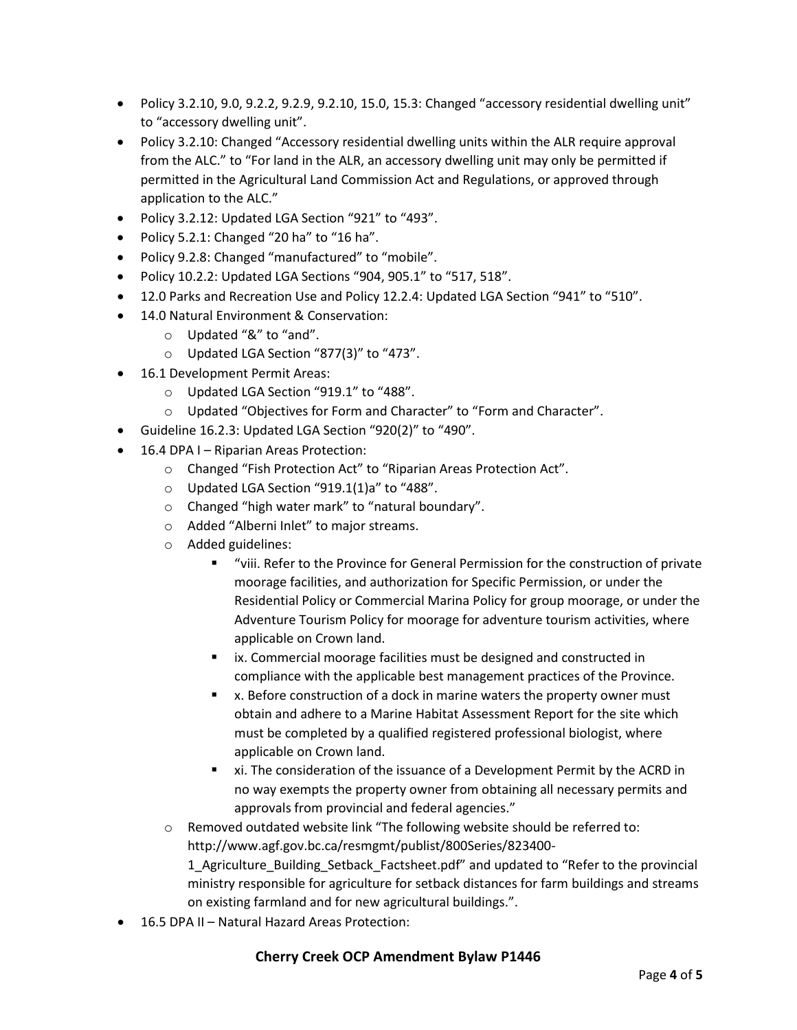- Policy 3.2.10, 9.0, 9.2.2, 9.2.9, 9.2.10, 15.0, 15.3: Changed "accessory residential dwelling unit" to "accessory dwelling unit".
- Policy 3.2.10: Changed "Accessory residential dwelling units within the ALR require approval from the ALC." to "For land in the ALR, an accessory dwelling unit may only be permitted if permitted in the Agricultural Land Commission Act and Regulations, or approved through application to the ALC."
- Policy 3.2.12: Updated LGA Section "921" to "493".
- Policy 5.2.1: Changed "20 ha" to "16 ha".
- Policy 9.2.8: Changed "manufactured" to "mobile".
- Policy 10.2.2: Updated LGA Sections "904, 905.1" to "517, 518".
- 12.0 Parks and Recreation Use and Policy 12.2.4: Updated LGA Section "941" to "510".
- 14.0 Natural Environment & Conservation:
  - Updated "&" to "and".
  - Updated LGA Section "877(3)" to "473".
- 16.1 Development Permit Areas:
  - Updated LGA Section "919.1" to "488".
  - Updated "Objectives for Form and Character" to "Form and Character".
- Guideline 16.2.3: Updated LGA Section "920(2)" to "490".
- 16.4 DPA I – Riparian Areas Protection:
  - Changed "Fish Protection Act" to "Riparian Areas Protection Act".
  - Updated LGA Section "919.1(1)a" to "488".
  - Changed "high water mark" to "natural boundary".
  - Added "Alberni Inlet" to major streams.
  - Added guidelines:
    - "viii. Refer to the Province for General Permission for the construction of private moorage facilities, and authorization for Specific Permission, or under the Residential Policy or Commercial Marina Policy for group moorage, or under the Adventure Tourism Policy for moorage for adventure tourism activities, where applicable on Crown land.
    - ix. Commercial moorage facilities must be designed and constructed in compliance with the applicable best management practices of the Province.
    - x. Before construction of a dock in marine waters the property owner must obtain and adhere to a Marine Habitat Assessment Report for the site which must be completed by a qualified registered professional biologist, where applicable on Crown land.
    - xi. The consideration of the issuance of a Development Permit by the ACRD in no way exempts the property owner from obtaining all necessary permits and approvals from provincial and federal agencies."
  - Removed outdated website link "The following website should be referred to: http://www.agf.gov.bc.ca/resmgmt/publist/800Series/823400-1_Agriculture_Building_Setback_Factsheet.pdf" and updated to "Refer to the provincial ministry responsible for agriculture for setback distances for farm buildings and streams on existing farmland and for new agricultural buildings.".
- 16.5 DPA II – Natural Hazard Areas Protection: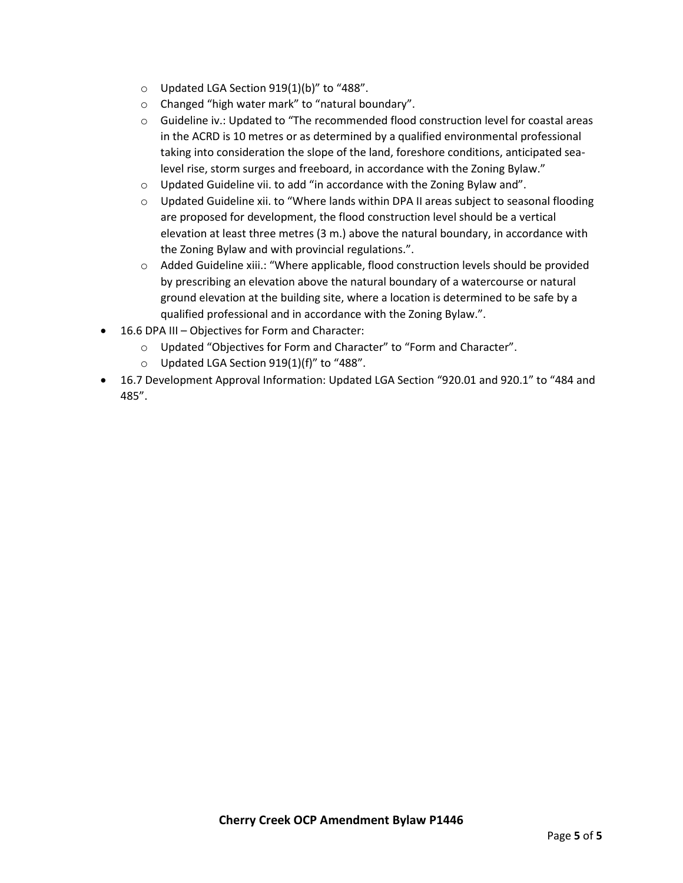- Updated LGA Section 919(1)(b)" to "488".
    - Changed "high water mark" to "natural boundary".
    - Guideline iv.: Updated to "The recommended flood construction level for coastal areas in the ACRD is 10 metres or as determined by a qualified environmental professional taking into consideration the slope of the land, foreshore conditions, anticipated sea-level rise, storm surges and freeboard, in accordance with the Zoning Bylaw."
    - Updated Guideline vii. to add "in accordance with the Zoning Bylaw and".
    - Updated Guideline xii. to "Where lands within DPA II areas subject to seasonal flooding are proposed for development, the flood construction level should be a vertical elevation at least three metres (3 m.) above the natural boundary, in accordance with the Zoning Bylaw and with provincial regulations.".
    - Added Guideline xiii.: "Where applicable, flood construction levels should be provided by prescribing an elevation above the natural boundary of a watercourse or natural ground elevation at the building site, where a location is determined to be safe by a qualified professional and in accordance with the Zoning Bylaw.".
- 16.6 DPA III – Objectives for Form and Character:
    - Updated "Objectives for Form and Character" to "Form and Character".
    - Updated LGA Section 919(1)(f)" to "488".
- 16.7 Development Approval Information: Updated LGA Section "920.01 and 920.1" to "484 and 485".